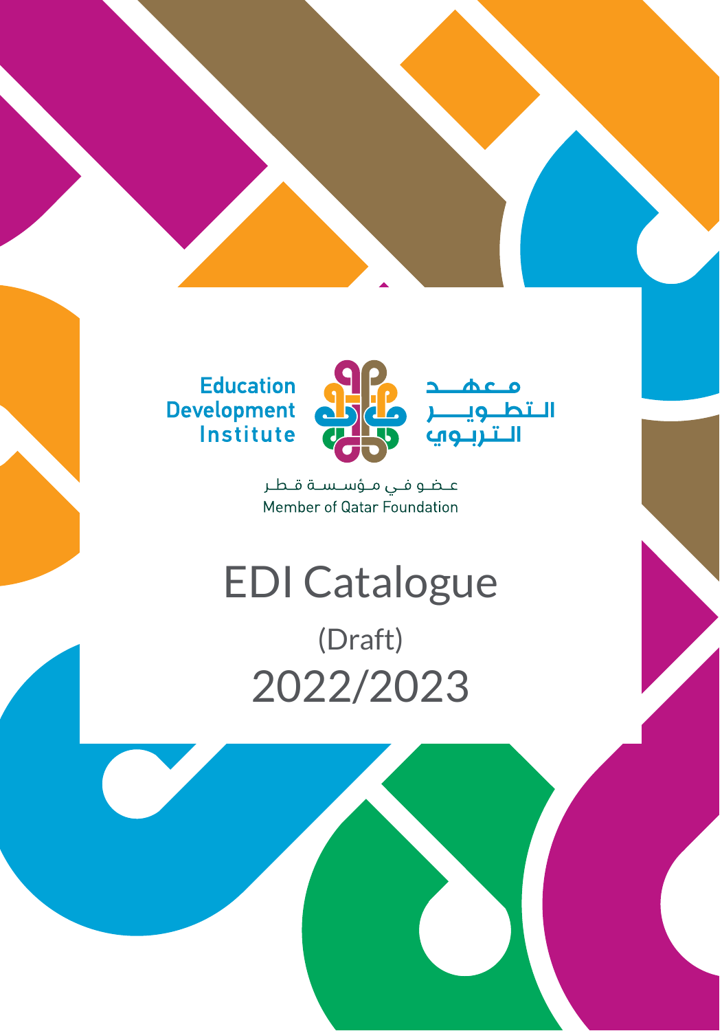Education Development Institute

معهد التطوير التربوي

عضو في مؤسسة قطر

Member of Qatar Foundation

# EDI Catalogue

(Draft)

2022/2023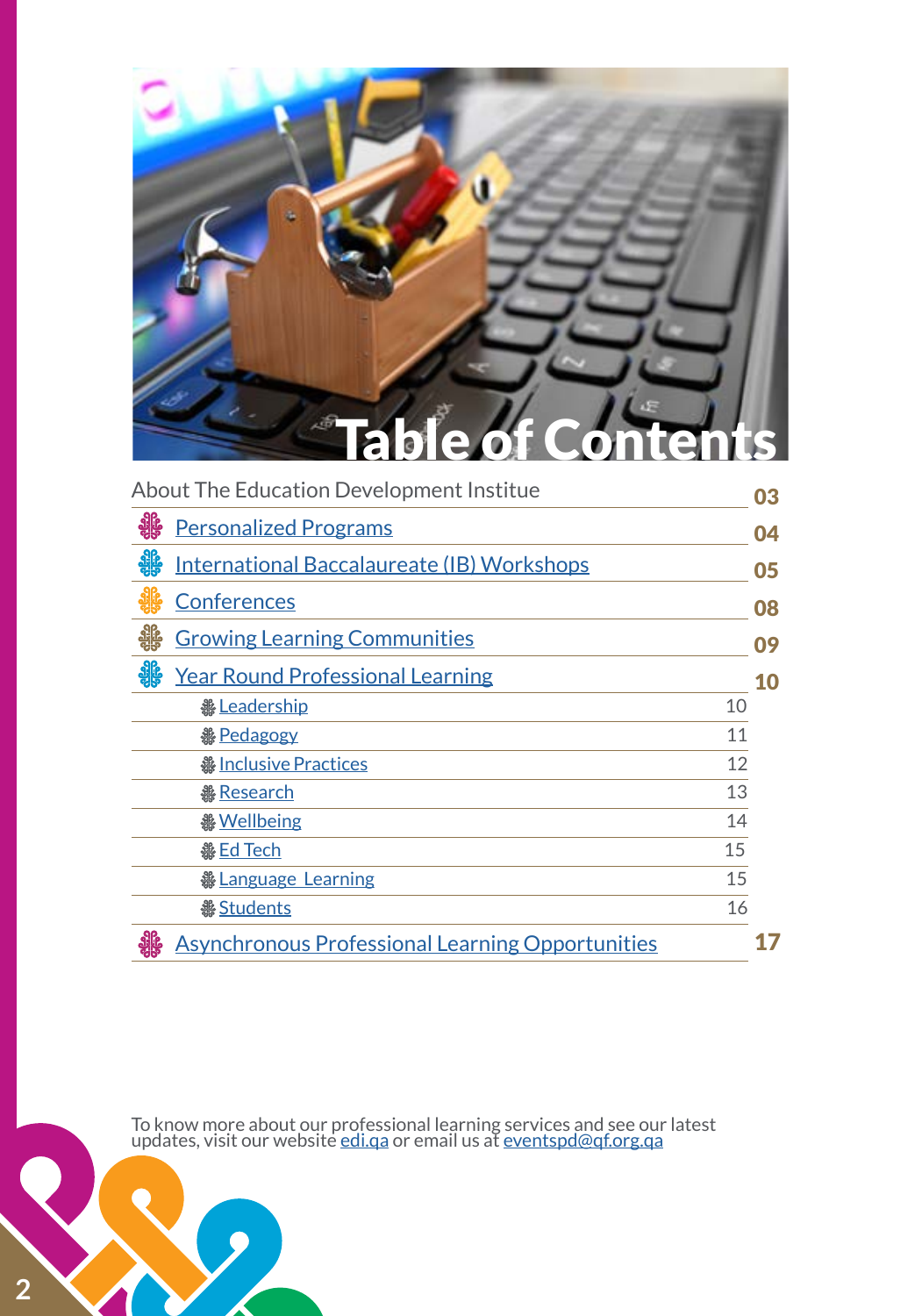# Table of Contents

| | |
|---|---|
| About The Education Development Institue | 03 |
| Personalized Programs | 04 |
| International Baccalaureate (IB) Workshops | 05 |
| Conferences | 08 |
| Growing Learning Communities | 09 |
| Year Round Professional Learning | 10 |
| Leadership | 10 |
| Pedagogy | 11 |
| Inclusive Practices | 12 |
| Research | 13 |
| Wellbeing | 14 |
| Ed Tech | 15 |
| Language Learning | 15 |
| Students | 16 |
| Asynchronous Professional Learning Opportunities | 17 |

To know more about our professional learning services and see our latest updates, visit our website edi.qa or email us at eventspd@qf.org.qa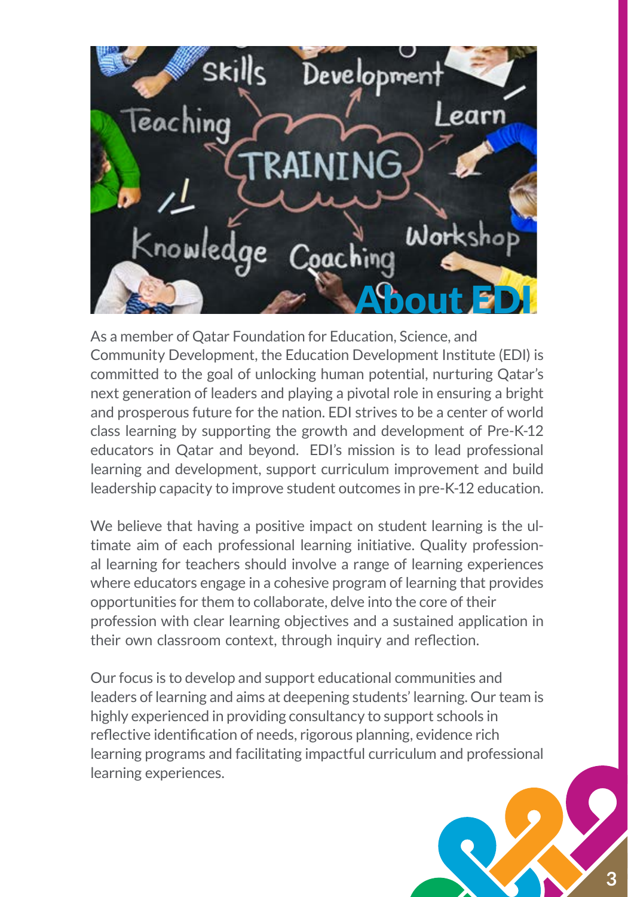# About EDI

As a member of Qatar Foundation for Education, Science, and Community Development, the Education Development Institute (EDI) is committed to the goal of unlocking human potential, nurturing Qatar's next generation of leaders and playing a pivotal role in ensuring a bright and prosperous future for the nation. EDI strives to be a center of world class learning by supporting the growth and development of Pre-K-12 educators in Qatar and beyond. EDI's mission is to lead professional learning and development, support curriculum improvement and build leadership capacity to improve student outcomes in pre-K-12 education.

We believe that having a positive impact on student learning is the ultimate aim of each professional learning initiative. Quality professional learning for teachers should involve a range of learning experiences where educators engage in a cohesive program of learning that provides opportunities for them to collaborate, delve into the core of their profession with clear learning objectives and a sustained application in their own classroom context, through inquiry and reflection.

Our focus is to develop and support educational communities and leaders of learning and aims at deepening students' learning. Our team is highly experienced in providing consultancy to support schools in reflective identification of needs, rigorous planning, evidence rich learning programs and facilitating impactful curriculum and professional learning experiences.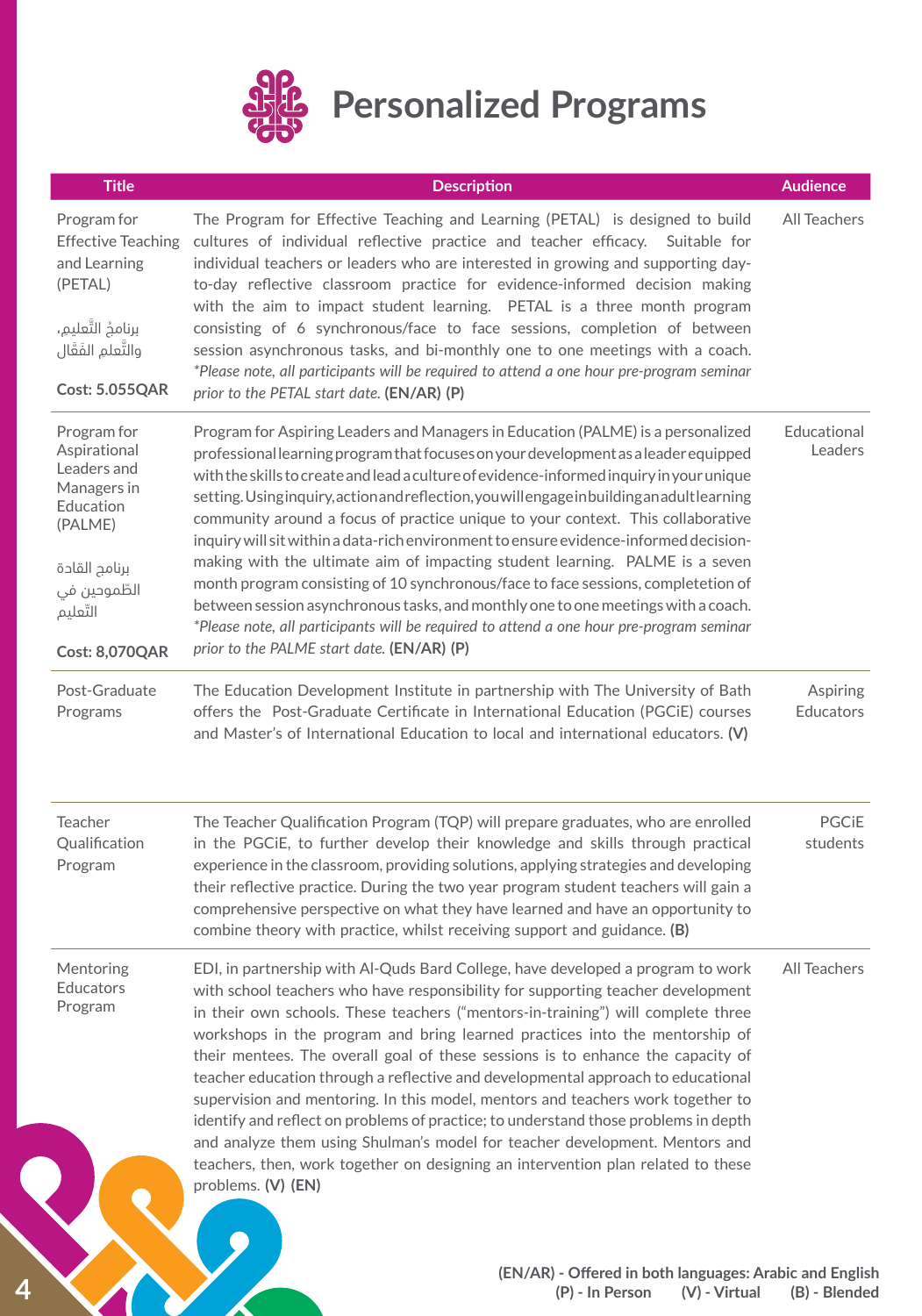# Personalized Programs

| Title | Description | Audience |
| --- | --- | --- |
| Program for Effective Teaching and Learning (PETAL)<br><br>برنامجُ التَّعليم، والتّعلم الفَعّال<br><br>**Cost: 5.055QAR** | The Program for Effective Teaching and Learning (PETAL) is designed to build cultures of individual reflective practice and teacher efficacy. Suitable for individual teachers or leaders who are interested in growing and supporting day-to-day reflective classroom practice for evidence-informed decision making with the aim to impact student learning. PETAL is a three month program consisting of 6 synchronous/face to face sessions, completion of between session asynchronous tasks, and bi-monthly one to one meetings with a coach. *\*Please note, all participants will be required to attend a one hour pre-program seminar prior to the PETAL start date.* **(EN/AR) (P)** | All Teachers |
| Program for Aspirational Leaders and Managers in Education (PALME)<br><br>برنامج القادة الطّموحين في التّعليم<br><br>**Cost: 8,070QAR** | Program for Aspiring Leaders and Managers in Education (PALME) is a personalized professional learning program that focuses on your development as a leader equipped with the skills to create and lead a culture of evidence-informed inquiry in your unique setting. Using inquiry, action and reflection, you will engage in building an adult learning community around a focus of practice unique to your context. This collaborative inquiry will sit within a data-rich environment to ensure evidence-informed decision-making with the ultimate aim of impacting student learning. PALME is a seven month program consisting of 10 synchronous/face to face sessions, completetion of between session asynchronous tasks, and monthly one to one meetings with a coach. *\*Please note, all participants will be required to attend a one hour pre-program seminar prior to the PALME start date.* **(EN/AR) (P)** | Educational Leaders |
| Post-Graduate Programs | The Education Development Institute in partnership with The University of Bath offers the Post-Graduate Certificate in International Education (PGCiE) courses and Master's of International Education to local and international educators. **(V)** | Aspiring Educators |
| Teacher Qualification Program | The Teacher Qualification Program (TQP) will prepare graduates, who are enrolled in the PGCiE, to further develop their knowledge and skills through practical experience in the classroom, providing solutions, applying strategies and developing their reflective practice. During the two year program student teachers will gain a comprehensive perspective on what they have learned and have an opportunity to combine theory with practice, whilst receiving support and guidance. **(B)** | PGCiE students |
| Mentoring Educators Program | EDI, in partnership with Al-Quds Bard College, have developed a program to work with school teachers who have responsibility for supporting teacher development in their own schools. These teachers ("mentors-in-training") will complete three workshops in the program and bring learned practices into the mentorship of their mentees. The overall goal of these sessions is to enhance the capacity of teacher education through a reflective and developmental approach to educational supervision and mentoring. In this model, mentors and teachers work together to identify and reflect on problems of practice; to understand those problems in depth and analyze them using Shulman's model for teacher development. Mentors and teachers, then, work together on designing an intervention plan related to these problems. **(V) (EN)** | All Teachers |

**(EN/AR) - Offered in both languages: Arabic and English**
**(P) - In Person (V) - Virtual (B) - Blended**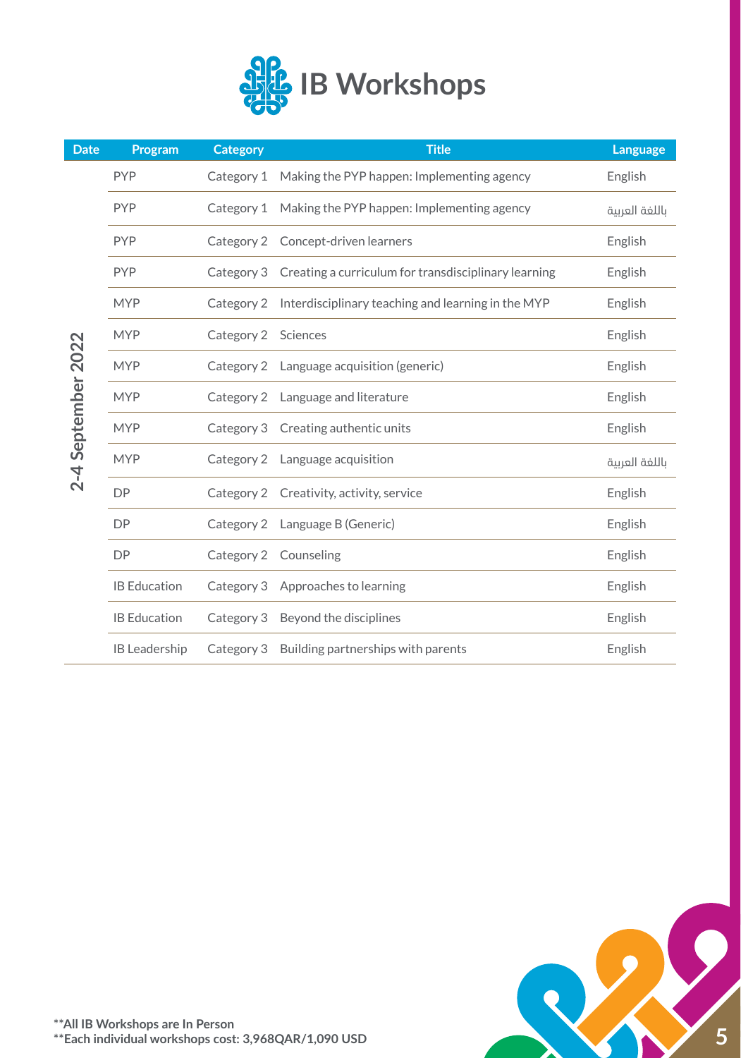# IB Workshops

| Date | Program | Category | Title | Language |
|---|---|---|---|---|
| 2-4 September 2022 | PYP | Category 1 | Making the PYP happen: Implementing agency | English |
| | PYP | Category 1 | Making the PYP happen: Implementing agency | باللغة العربية |
| | PYP | Category 2 | Concept-driven learners | English |
| | PYP | Category 3 | Creating a curriculum for transdisciplinary learning | English |
| | MYP | Category 2 | Interdisciplinary teaching and learning in the MYP | English |
| | MYP | Category 2 | Sciences | English |
| | MYP | Category 2 | Language acquisition (generic) | English |
| | MYP | Category 2 | Language and literature | English |
| | MYP | Category 3 | Creating authentic units | English |
| | MYP | Category 2 | Language acquisition | باللغة العربية |
| | DP | Category 2 | Creativity, activity, service | English |
| | DP | Category 2 | Language B (Generic) | English |
| | DP | Category 2 | Counseling | English |
| | IB Education | Category 3 | Approaches to learning | English |
| | IB Education | Category 3 | Beyond the disciplines | English |
| | IB Leadership | Category 3 | Building partnerships with parents | English |

**\*\*All IB Workshops are In Person**
**\*\*Each individual workshops cost: 3,968QAR/1,090 USD**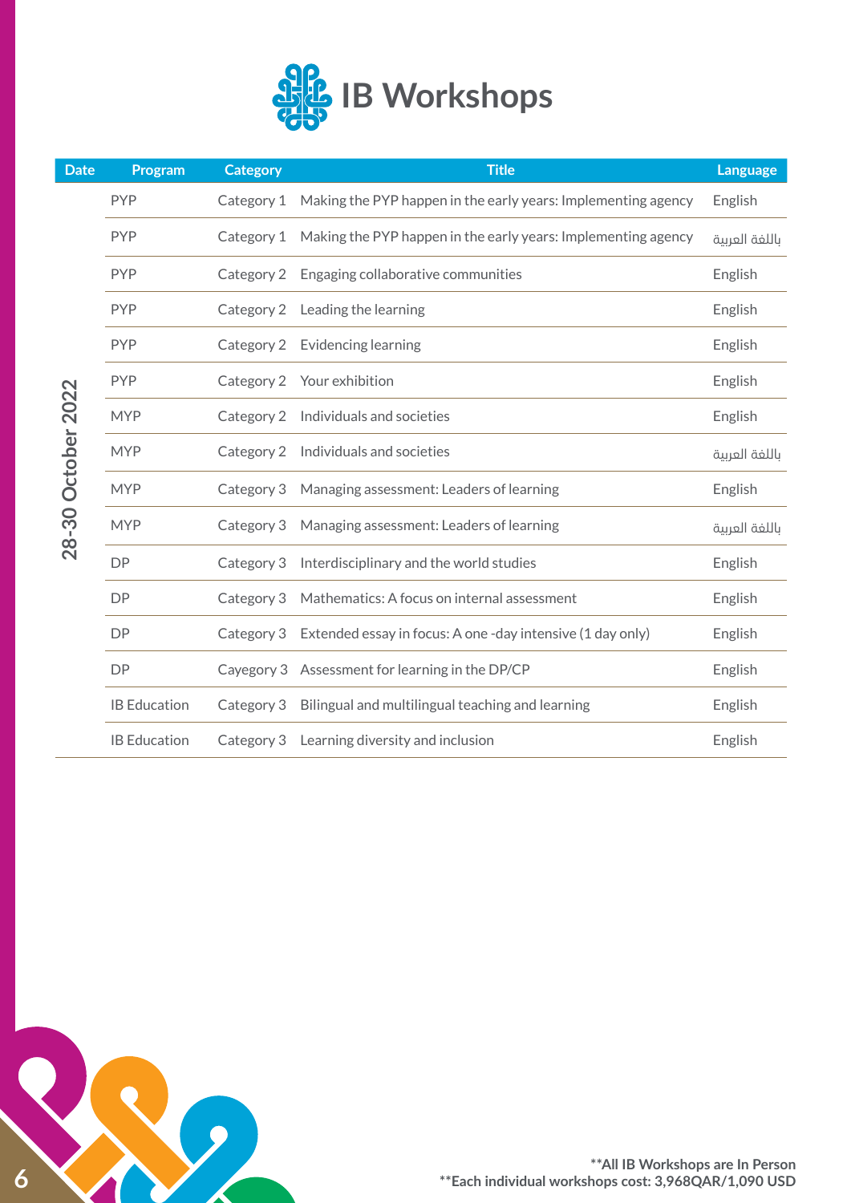# IB Workshops

| Date | Program | Category | Title | Language |
|---|---|---|---|---|
| 28-30 October 2022 | PYP | Category 1 | Making the PYP happen in the early years: Implementing agency | English |
| | PYP | Category 1 | Making the PYP happen in the early years: Implementing agency | باللغة العربية |
| | PYP | Category 2 | Engaging collaborative communities | English |
| | PYP | Category 2 | Leading the learning | English |
| | PYP | Category 2 | Evidencing learning | English |
| | PYP | Category 2 | Your exhibition | English |
| | MYP | Category 2 | Individuals and societies | English |
| | MYP | Category 2 | Individuals and societies | باللغة العربية |
| | MYP | Category 3 | Managing assessment: Leaders of learning | English |
| | MYP | Category 3 | Managing assessment: Leaders of learning | باللغة العربية |
| | DP | Category 3 | Interdisciplinary and the world studies | English |
| | DP | Category 3 | Mathematics: A focus on internal assessment | English |
| | DP | Category 3 | Extended essay in focus: A one -day intensive (1 day only) | English |
| | DP | Cayegory 3 | Assessment for learning in the DP/CP | English |
| | IB Education | Category 3 | Bilingual and multilingual teaching and learning | English |
| | IB Education | Category 3 | Learning diversity and inclusion | English |

**\*\*All IB Workshops are In Person**
**\*\*Each individual workshops cost: 3,968QAR/1,090 USD**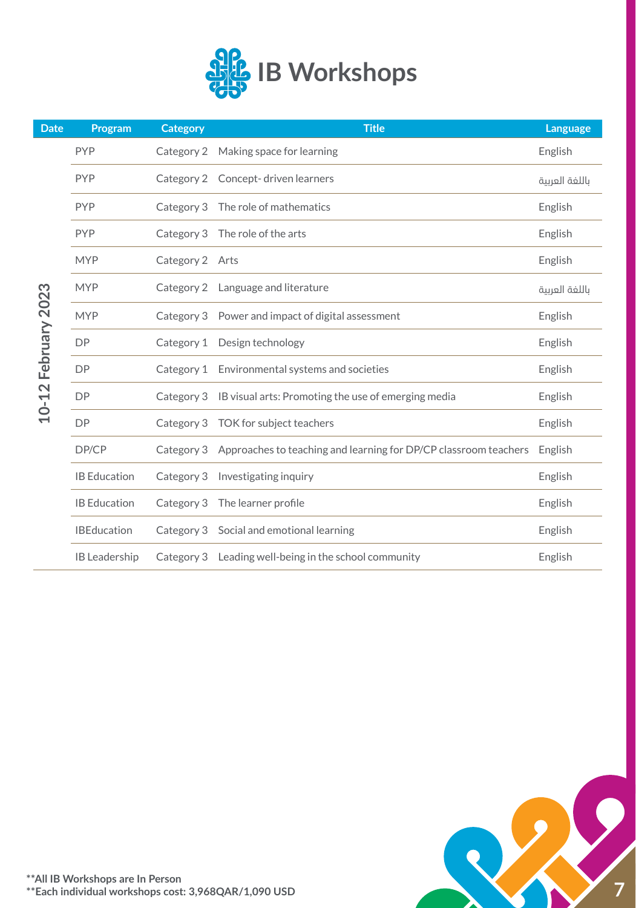# IB Workshops

| Date | Program | Category | Title | Language |
|---|---|---|---|---|
| 10-12 February 2023 | PYP | Category 2 | Making space for learning | English |
| | PYP | Category 2 | Concept- driven learners | باللغة العربية |
| | PYP | Category 3 | The role of mathematics | English |
| | PYP | Category 3 | The role of the arts | English |
| | MYP | Category 2 | Arts | English |
| | MYP | Category 2 | Language and literature | باللغة العربية |
| | MYP | Category 3 | Power and impact of digital assessment | English |
| | DP | Category 1 | Design technology | English |
| | DP | Category 1 | Environmental systems and societies | English |
| | DP | Category 3 | IB visual arts: Promoting the use of emerging media | English |
| | DP | Category 3 | TOK for subject teachers | English |
| | DP/CP | Category 3 | Approaches to teaching and learning for DP/CP classroom teachers | English |
| | IB Education | Category 3 | Investigating inquiry | English |
| | IB Education | Category 3 | The learner profile | English |
| | IBEducation | Category 3 | Social and emotional learning | English |
| | IB Leadership | Category 3 | Leading well-being in the school community | English |

**All IB Workshops are In Person**

**Each individual workshops cost: 3,968QAR/1,090 USD**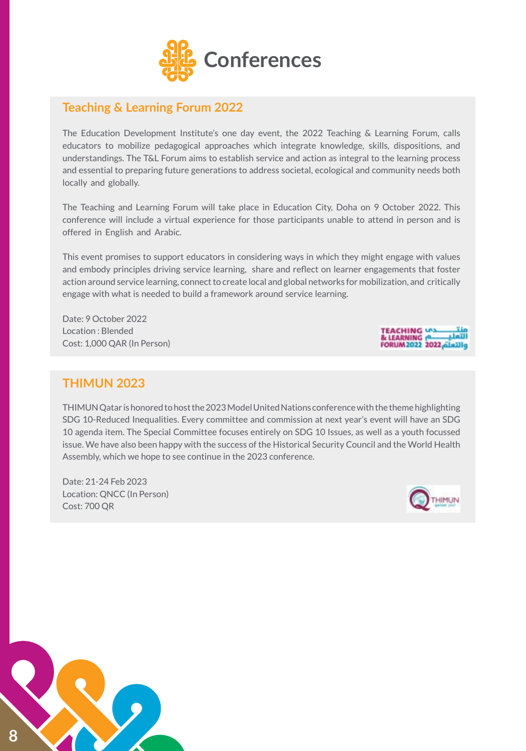# Conferences

## Teaching & Learning Forum 2022

The Education Development Institute's one day event, the 2022 Teaching & Learning Forum, calls educators to mobilize pedagogical approaches which integrate knowledge, skills, dispositions, and understandings. The T&L Forum aims to establish service and action as integral to the learning process and essential to preparing future generations to address societal, ecological and community needs both locally and globally.

The Teaching and Learning Forum will take place in Education City, Doha on 9 October 2022. This conference will include a virtual experience for those participants unable to attend in person and is offered in English and Arabic.

This event promises to support educators in considering ways in which they might engage with values and embody principles driving service learning, share and reflect on learner engagements that foster action around service learning, connect to create local and global networks for mobilization, and critically engage with what is needed to build a framework around service learning.

Date: 9 October 2022
Location : Blended
Cost: 1,000 QAR (In Person)

## THIMUN 2023

THIMUN Qatar is honored to host the 2023 Model United Nations conference with the theme highlighting SDG 10-Reduced Inequalities. Every committee and commission at next year's event will have an SDG 10 agenda item. The Special Committee focuses entirely on SDG 10 Issues, as well as a youth focussed issue. We have also been happy with the success of the Historical Security Council and the World Health Assembly, which we hope to see continue in the 2023 conference.

Date: 21-24 Feb 2023
Location: QNCC (In Person)
Cost: 700 QR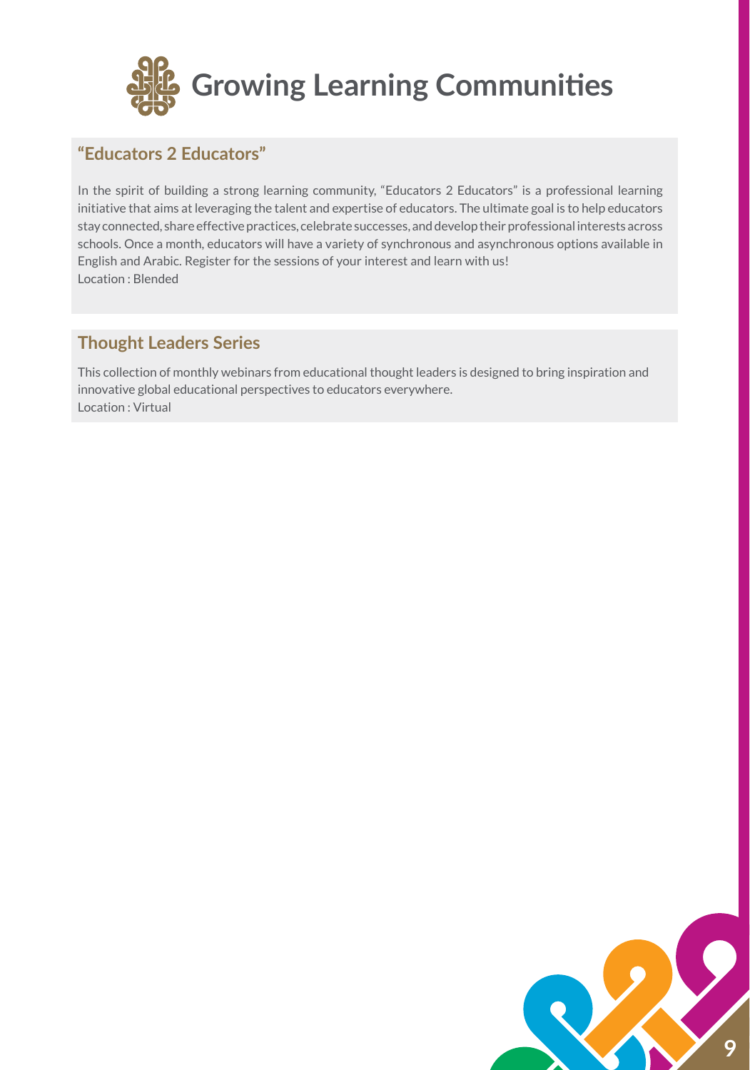# Growing Learning Communities

## "Educators 2 Educators"

In the spirit of building a strong learning community, "Educators 2 Educators" is a professional learning initiative that aims at leveraging the talent and expertise of educators. The ultimate goal is to help educators stay connected, share effective practices, celebrate successes, and develop their professional interests across schools. Once a month, educators will have a variety of synchronous and asynchronous options available in English and Arabic. Register for the sessions of your interest and learn with us!
Location : Blended

## Thought Leaders Series

This collection of monthly webinars from educational thought leaders is designed to bring inspiration and innovative global educational perspectives to educators everywhere.
Location : Virtual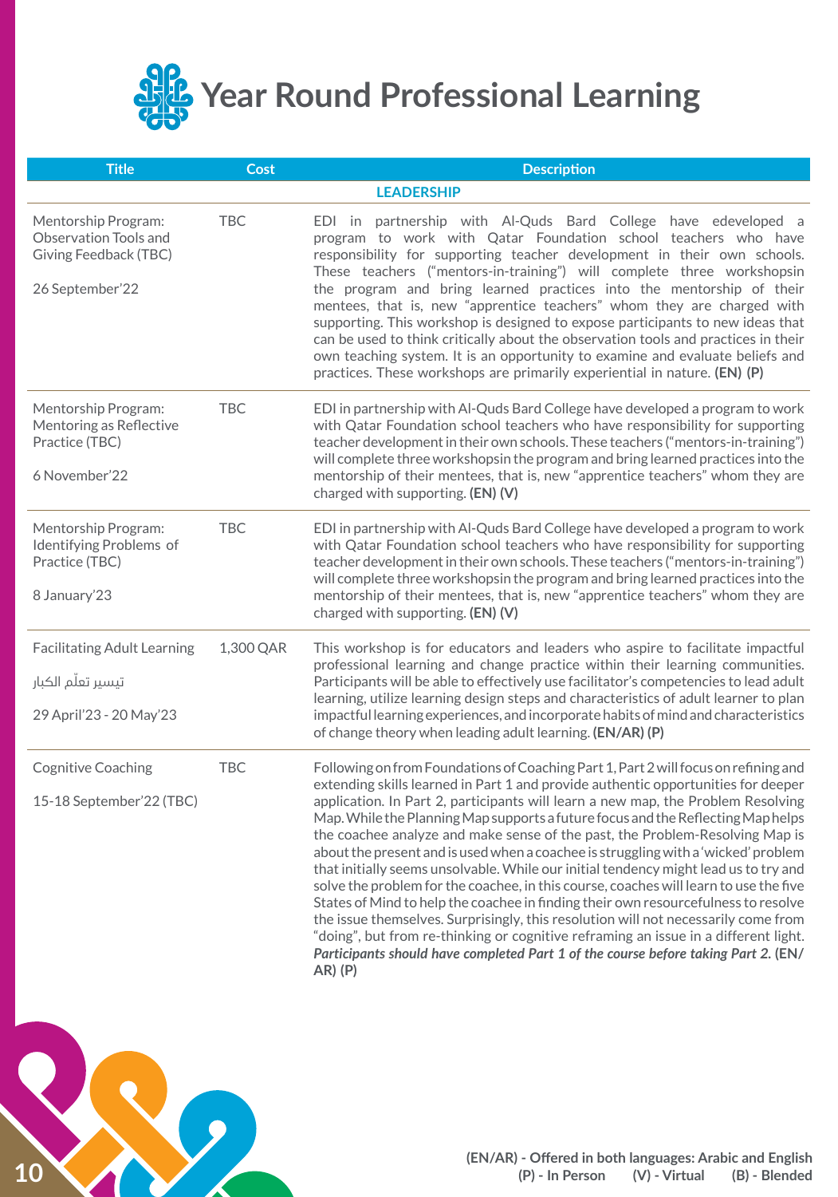# Year Round Professional Learning

| Title | Cost | Description |
|---|---|---|
| | | **LEADERSHIP** |
| Mentorship Program: Observation Tools and Giving Feedback (TBC)<br><br>26 September'22 | TBC | EDI in partnership with Al-Quds Bard College have edeveloped a program to work with Qatar Foundation school teachers who have responsibility for supporting teacher development in their own schools. These teachers ("mentors-in-training") will complete three workshopsin the program and bring learned practices into the mentorship of their mentees, that is, new "apprentice teachers" whom they are charged with supporting. This workshop is designed to expose participants to new ideas that can be used to think critically about the observation tools and practices in their own teaching system. It is an opportunity to examine and evaluate beliefs and practices. These workshops are primarily experiential in nature. **(EN) (P)** |
| Mentorship Program: Mentoring as Reflective Practice (TBC)<br><br>6 November'22 | TBC | EDI in partnership with Al-Quds Bard College have developed a program to work with Qatar Foundation school teachers who have responsibility for supporting teacher development in their own schools. These teachers ("mentors-in-training") will complete three workshopsin the program and bring learned practices into the mentorship of their mentees, that is, new "apprentice teachers" whom they are charged with supporting. **(EN) (V)** |
| Mentorship Program: Identifying Problems of Practice (TBC)<br><br>8 January'23 | TBC | EDI in partnership with Al-Quds Bard College have developed a program to work with Qatar Foundation school teachers who have responsibility for supporting teacher development in their own schools. These teachers ("mentors-in-training") will complete three workshopsin the program and bring learned practices into the mentorship of their mentees, that is, new "apprentice teachers" whom they are charged with supporting. **(EN) (V)** |
| Facilitating Adult Learning<br><br>تيسير تعلّم الكبار<br><br>29 April'23 - 20 May'23 | 1,300 QAR | This workshop is for educators and leaders who aspire to facilitate impactful professional learning and change practice within their learning communities. Participants will be able to effectively use facilitator's competencies to lead adult learning, utilize learning design steps and characteristics of adult learner to plan impactful learning experiences, and incorporate habits of mind and characteristics of change theory when leading adult learning. **(EN/AR) (P)** |
| Cognitive Coaching<br><br>15-18 September'22 (TBC) | TBC | Following on from Foundations of Coaching Part 1, Part 2 will focus on refining and extending skills learned in Part 1 and provide authentic opportunities for deeper application. In Part 2, participants will learn a new map, the Problem Resolving Map. While the Planning Map supports a future focus and the Reflecting Map helps the coachee analyze and make sense of the past, the Problem-Resolving Map is about the present and is used when a coachee is struggling with a 'wicked' problem that initially seems unsolvable. While our initial tendency might lead us to try and solve the problem for the coachee, in this course, coaches will learn to use the five States of Mind to help the coachee in finding their own resourcefulness to resolve the issue themselves. Surprisingly, this resolution will not necessarily come from "doing", but from re-thinking or cognitive reframing an issue in a different light. ***Participants should have completed Part 1 of the course before taking Part 2.*** **(EN/AR) (P)** |

**(EN/AR) - Offered in both languages: Arabic and English**
**(P) - In Person (V) - Virtual (B) - Blended**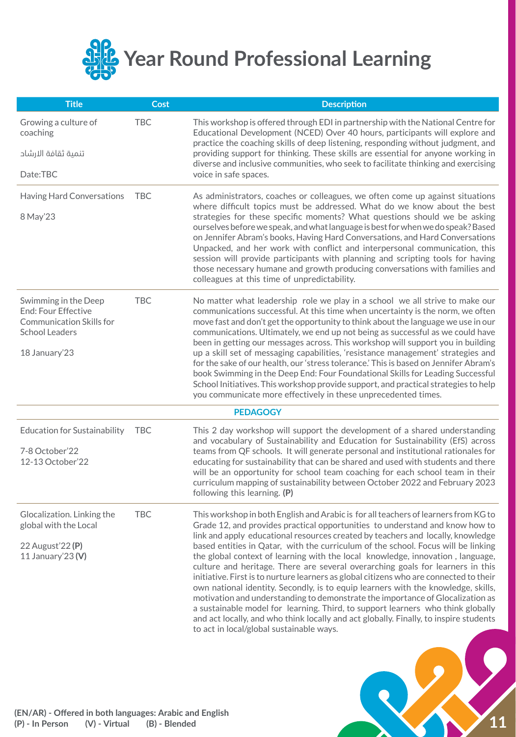# Year Round Professional Learning

| Title | Cost | Description |
|---|---|---|
| Growing a culture of coaching<br><br>تنمية ثقافة الارشاد<br><br>Date:TBC | TBC | This workshop is offered through EDI in partnership with the National Centre for Educational Development (NCED) Over 40 hours, participants will explore and practice the coaching skills of deep listening, responding without judgment, and providing support for thinking. These skills are essential for anyone working in diverse and inclusive communities, who seek to facilitate thinking and exercising voice in safe spaces. |
| Having Hard Conversations<br><br>8 May'23 | TBC | As administrators, coaches or colleagues, we often come up against situations where difficult topics must be addressed. What do we know about the best strategies for these specific moments? What questions should we be asking ourselves before we speak, and what language is best for when we do speak? Based on Jennifer Abram's books, Having Hard Conversations, and Hard Conversations Unpacked, and her work with conflict and interpersonal communication, this session will provide participants with planning and scripting tools for having those necessary humane and growth producing conversations with families and colleagues at this time of unpredictability. |
| Swimming in the Deep End: Four Effective Communication Skills for School Leaders<br><br>18 January'23 | TBC | No matter what leadership role we play in a school we all strive to make our communications successful. At this time when uncertainty is the norm, we often move fast and don't get the opportunity to think about the language we use in our communications. Ultimately, we end up not being as successful as we could have been in getting our messages across. This workshop will support you in building up a skill set of messaging capabilities, 'resistance management' strategies and for the sake of our health, our 'stress tolerance.' This is based on Jennifer Abram's book Swimming in the Deep End: Four Foundational Skills for Leading Successful School Initiatives. This workshop provide support, and practical strategies to help you communicate more effectively in these unprecedented times. |
| | | **PEDAGOGY** |
| Education for Sustainability<br><br>7-8 October'22<br>12-13 October'22 | TBC | This 2 day workshop will support the development of a shared understanding and vocabulary of Sustainability and Education for Sustainability (EfS) across teams from QF schools. It will generate personal and institutional rationales for educating for sustainability that can be shared and used with students and there will be an opportunity for school team coaching for each school team in their curriculum mapping of sustainability between October 2022 and February 2023 following this learning. **(P)** |
| Glocalization. Linking the global with the Local<br><br>22 August'22 **(P)**<br>11 January'23 **(V)** | TBC | This workshop in both English and Arabic is for all teachers of learners from KG to Grade 12, and provides practical opportunities to understand and know how to link and apply educational resources created by teachers and locally, knowledge based entities in Qatar, with the curriculum of the school. Focus will be linking the global context of learning with the local knowledge, innovation , language, culture and heritage. There are several overarching goals for learners in this initiative. First is to nurture learners as global citizens who are connected to their own national identity. Secondly, is to equip learners with the knowledge, skills, motivation and understanding to demonstrate the importance of Glocalization as a sustainable model for learning. Third, to support learners who think globally and act locally, and who think locally and act globally. Finally, to inspire students to act in local/global sustainable ways. |

**(EN/AR) - Offered in both languages: Arabic and English**
**(P) - In Person** **(V) - Virtual** **(B) - Blended**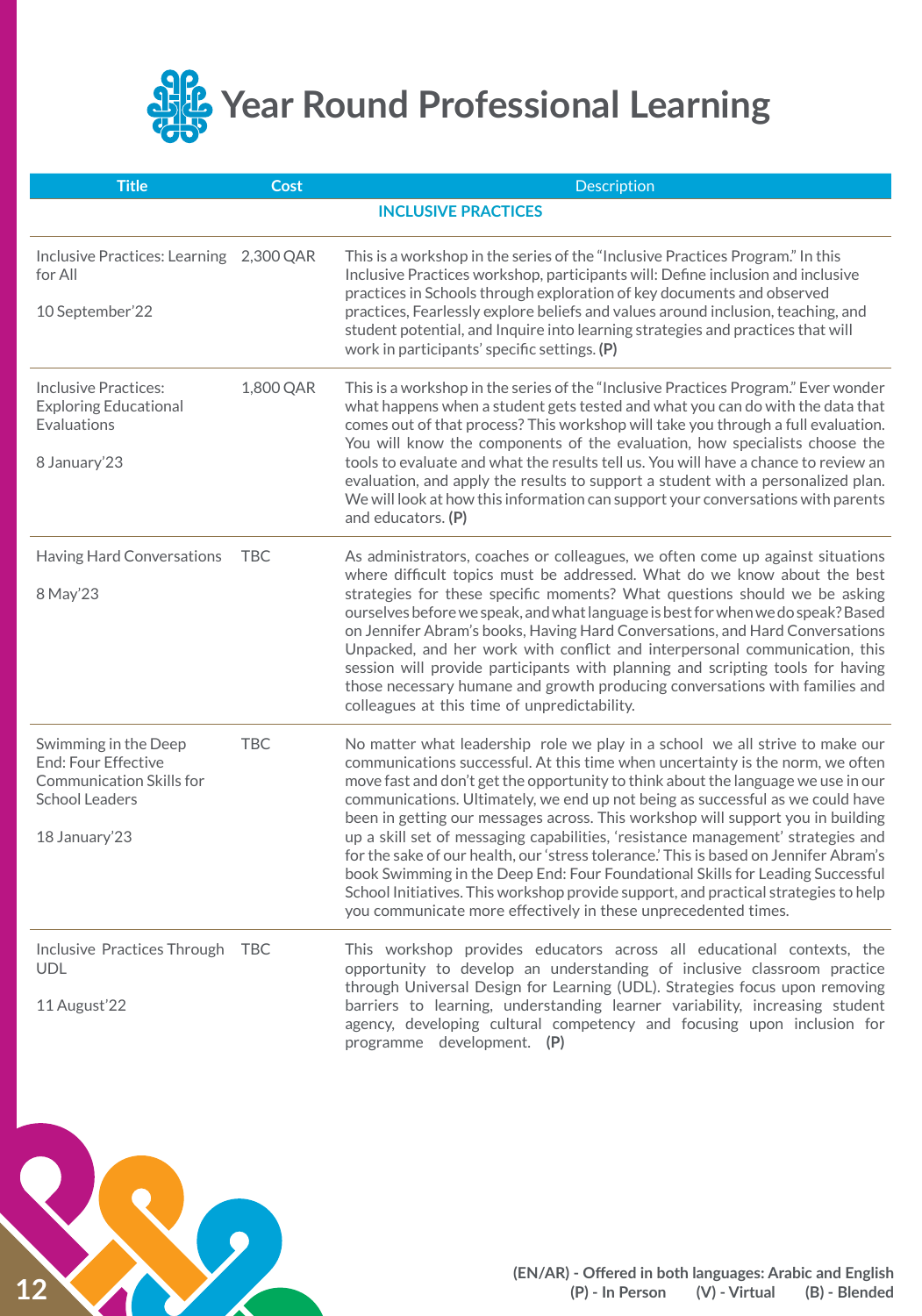# Year Round Professional Learning

| Title | Cost | Description |
|---|---|---|
| | | **INCLUSIVE PRACTICES** |
| Inclusive Practices: Learning for All<br><br>10 September'22 | 2,300 QAR | This is a workshop in the series of the "Inclusive Practices Program." In this Inclusive Practices workshop, participants will: Define inclusion and inclusive practices in Schools through exploration of key documents and observed practices, Fearlessly explore beliefs and values around inclusion, teaching, and student potential, and Inquire into learning strategies and practices that will work in participants' specific settings. **(P)** |
| Inclusive Practices: Exploring Educational Evaluations<br><br>8 January'23 | 1,800 QAR | This is a workshop in the series of the "Inclusive Practices Program." Ever wonder what happens when a student gets tested and what you can do with the data that comes out of that process? This workshop will take you through a full evaluation. You will know the components of the evaluation, how specialists choose the tools to evaluate and what the results tell us. You will have a chance to review an evaluation, and apply the results to support a student with a personalized plan. We will look at how this information can support your conversations with parents and educators. **(P)** |
| Having Hard Conversations<br><br>8 May'23 | TBC | As administrators, coaches or colleagues, we often come up against situations where difficult topics must be addressed. What do we know about the best strategies for these specific moments? What questions should we be asking ourselves before we speak, and what language is best for when we do speak? Based on Jennifer Abram's books, Having Hard Conversations, and Hard Conversations Unpacked, and her work with conflict and interpersonal communication, this session will provide participants with planning and scripting tools for having those necessary humane and growth producing conversations with families and colleagues at this time of unpredictability. |
| Swimming in the Deep End: Four Effective Communication Skills for School Leaders<br><br>18 January'23 | TBC | No matter what leadership role we play in a school we all strive to make our communications successful. At this time when uncertainty is the norm, we often move fast and don't get the opportunity to think about the language we use in our communications. Ultimately, we end up not being as successful as we could have been in getting our messages across. This workshop will support you in building up a skill set of messaging capabilities, 'resistance management' strategies and for the sake of our health, our 'stress tolerance.' This is based on Jennifer Abram's book Swimming in the Deep End: Four Foundational Skills for Leading Successful School Initiatives. This workshop provide support, and practical strategies to help you communicate more effectively in these unprecedented times. |
| Inclusive Practices Through UDL<br><br>11 August'22 | TBC | This workshop provides educators across all educational contexts, the opportunity to develop an understanding of inclusive classroom practice through Universal Design for Learning (UDL). Strategies focus upon removing barriers to learning, understanding learner variability, increasing student agency, developing cultural competency and focusing upon inclusion for programme development. **(P)** |

**(EN/AR) - Offered in both languages: Arabic and English**
**(P) - In Person (V) - Virtual (B) - Blended**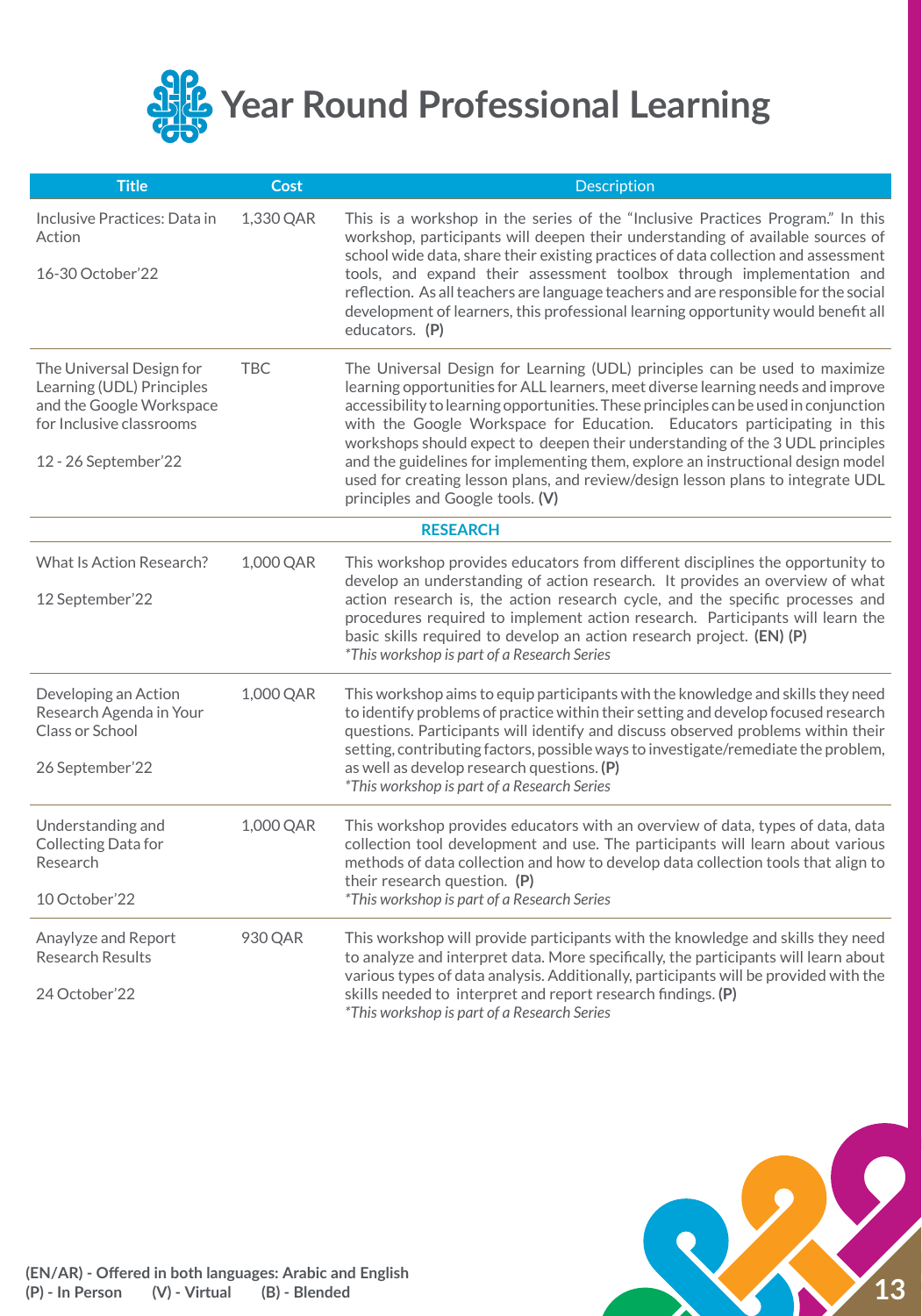# Year Round Professional Learning

| Title | Cost | Description |
|---|---|---|
| Inclusive Practices: Data in Action<br><br>16-30 October'22 | 1,330 QAR | This is a workshop in the series of the "Inclusive Practices Program." In this workshop, participants will deepen their understanding of available sources of school wide data, share their existing practices of data collection and assessment tools, and expand their assessment toolbox through implementation and reflection. As all teachers are language teachers and are responsible for the social development of learners, this professional learning opportunity would benefit all educators. **(P)** |
| The Universal Design for Learning (UDL) Principles and the Google Workspace for Inclusive classrooms<br><br>12 - 26 September'22 | TBC | The Universal Design for Learning (UDL) principles can be used to maximize learning opportunities for ALL learners, meet diverse learning needs and improve accessibility to learning opportunities. These principles can be used in conjunction with the Google Workspace for Education. Educators participating in this workshops should expect to deepen their understanding of the 3 UDL principles and the guidelines for implementing them, explore an instructional design model used for creating lesson plans, and review/design lesson plans to integrate UDL principles and Google tools. **(V)** |
| **RESEARCH** | | |
| What Is Action Research?<br><br>12 September'22 | 1,000 QAR | This workshop provides educators from different disciplines the opportunity to develop an understanding of action research. It provides an overview of what action research is, the action research cycle, and the specific processes and procedures required to implement action research. Participants will learn the basic skills required to develop an action research project. **(EN) (P)**<br>*\*This workshop is part of a Research Series* |
| Developing an Action Research Agenda in Your Class or School<br><br>26 September'22 | 1,000 QAR | This workshop aims to equip participants with the knowledge and skills they need to identify problems of practice within their setting and develop focused research questions. Participants will identify and discuss observed problems within their setting, contributing factors, possible ways to investigate/remediate the problem, as well as develop research questions. **(P)**<br>*\*This workshop is part of a Research Series* |
| Understanding and Collecting Data for Research<br><br>10 October'22 | 1,000 QAR | This workshop provides educators with an overview of data, types of data, data collection tool development and use. The participants will learn about various methods of data collection and how to develop data collection tools that align to their research question. **(P)**<br>*\*This workshop is part of a Research Series* |
| Anaylyze and Report Research Results<br><br>24 October'22 | 930 QAR | This workshop will provide participants with the knowledge and skills they need to analyze and interpret data. More specifically, the participants will learn about various types of data analysis. Additionally, participants will be provided with the skills needed to interpret and report research findings. **(P)**<br>*\*This workshop is part of a Research Series* |

**(EN/AR) - Offered in both languages: Arabic and English**
**(P) - In Person (V) - Virtual (B) - Blended**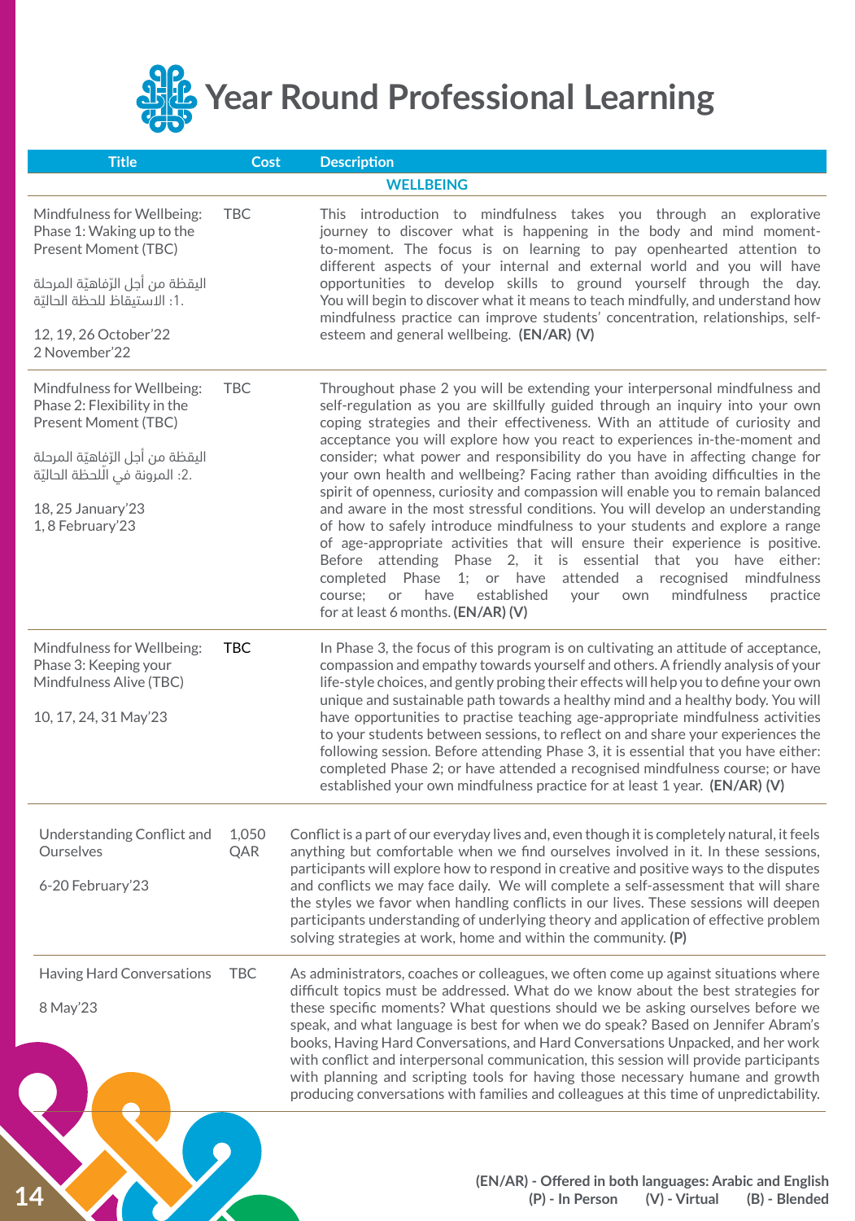# Year Round Professional Learning

| Title | Cost | Description |
|---|---|---|
| | | **WELLBEING** |
| Mindfulness for Wellbeing: Phase 1: Waking up to the Present Moment (TBC)<br><br>اليقظة من أجل الرّفاهيّة المرحلة 1: الاستيقاظ للحظة الحاليّة<br><br>12, 19, 26 October'22<br>2 November'22 | TBC | This introduction to mindfulness takes you through an explorative journey to discover what is happening in the body and mind moment-to-moment. The focus is on learning to pay openhearted attention to different aspects of your internal and external world and you will have opportunities to develop skills to ground yourself through the day. You will begin to discover what it means to teach mindfully, and understand how mindfulness practice can improve students' concentration, relationships, self-esteem and general wellbeing. **(EN/AR) (V)** |
| Mindfulness for Wellbeing: Phase 2: Flexibility in the Present Moment (TBC)<br><br>اليقظة من أجل الرّفاهيّة المرحلة 2: المرونة في اللحظة الحاليّة<br><br>18, 25 January'23<br>1, 8 February'23 | TBC | Throughout phase 2 you will be extending your interpersonal mindfulness and self-regulation as you are skillfully guided through an inquiry into your own coping strategies and their effectiveness. With an attitude of curiosity and acceptance you will explore how you react to experiences in-the-moment and consider; what power and responsibility do you have in affecting change for your own health and wellbeing? Facing rather than avoiding difficulties in the spirit of openness, curiosity and compassion will enable you to remain balanced and aware in the most stressful conditions. You will develop an understanding of how to safely introduce mindfulness to your students and explore a range of age-appropriate activities that will ensure their experience is positive. Before attending Phase 2, it is essential that you have either: completed Phase 1; or have attended a recognised mindfulness course; or have established your own mindfulness practice for at least 6 months. **(EN/AR) (V)** |
| Mindfulness for Wellbeing: Phase 3: Keeping your Mindfulness Alive (TBC)<br><br>10, 17, 24, 31 May'23 | **TBC** | In Phase 3, the focus of this program is on cultivating an attitude of acceptance, compassion and empathy towards yourself and others. A friendly analysis of your life-style choices, and gently probing their effects will help you to define your own unique and sustainable path towards a healthy mind and a healthy body. You will have opportunities to practise teaching age-appropriate mindfulness activities to your students between sessions, to reflect on and share your experiences in the following session. Before attending Phase 3, it is essential that you have either: completed Phase 2; or have attended a recognised mindfulness course; or have established your own mindfulness practice for at least 1 year. **(EN/AR) (V)** |
| Understanding Conflict and Ourselves<br><br>6-20 February'23 | 1,050 QAR | Conflict is a part of our everyday lives and, even though it is completely natural, it feels anything but comfortable when we find ourselves involved in it. In these sessions, participants will explore how to respond in creative and positive ways to the disputes and conflicts we may face daily. We will complete a self-assessment that will share the styles we favor when handling conflicts in our lives. These sessions will deepen participants understanding of underlying theory and application of effective problem solving strategies at work, home and within the community. **(P)** |
| Having Hard Conversations<br><br>8 May'23 | TBC | As administrators, coaches or colleagues, we often come up against situations where difficult topics must be addressed. What do we know about the best strategies for these specific moments? What questions should we be asking ourselves before we speak, and what language is best for when we do speak? Based on Jennifer Abram's books, Having Hard Conversations, and Hard Conversations Unpacked, and her work with conflict and interpersonal communication, this session will provide participants with planning and scripting tools for having those necessary humane and growth producing conversations with families and colleagues at this time of unpredictability. |

**(EN/AR) - Offered in both languages: Arabic and English**
**(P) - In Person (V) - Virtual (B) - Blended**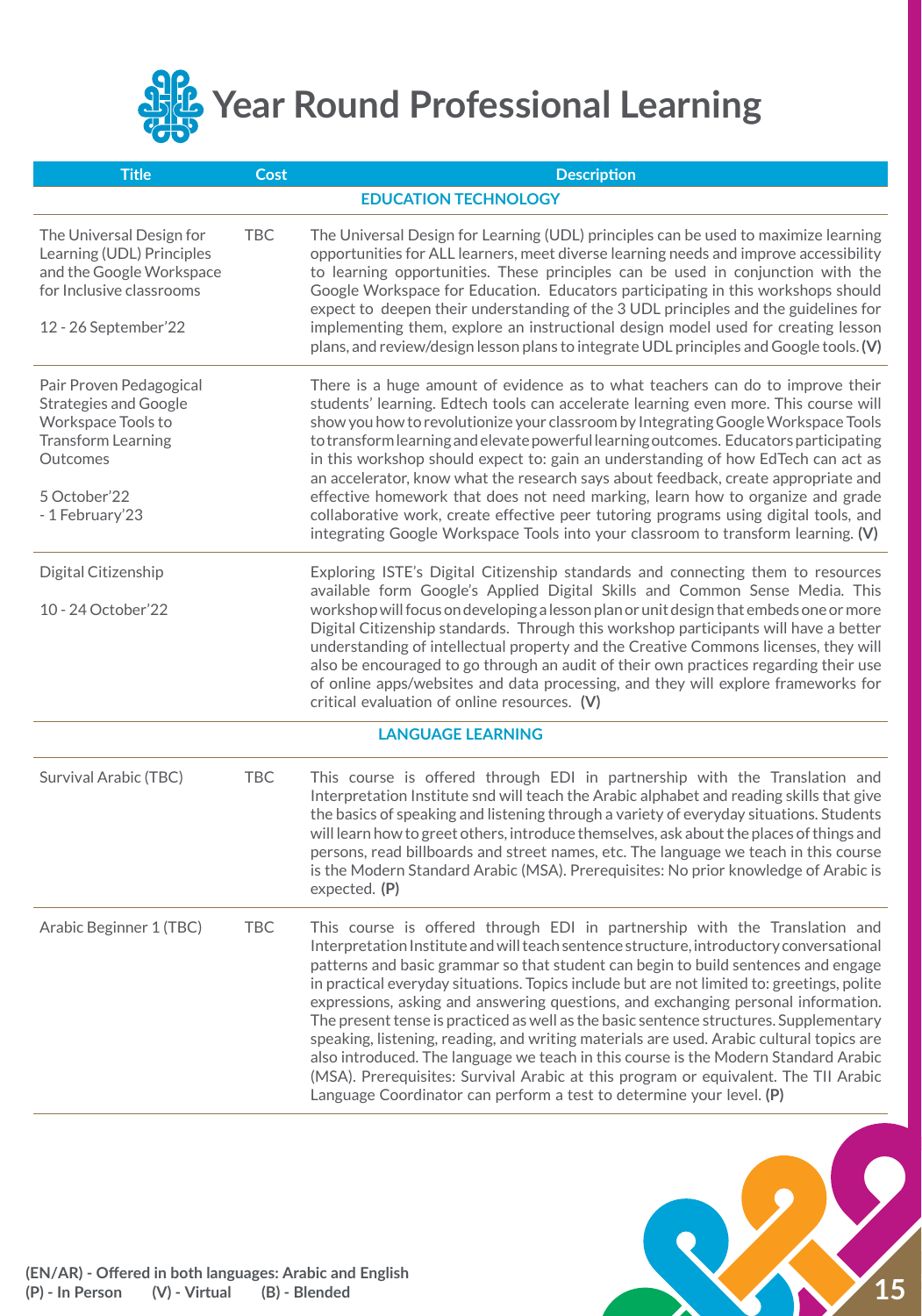# Year Round Professional Learning

| Title | Cost | Description |
|---|---|---|
| **EDUCATION TECHNOLOGY** | | |
| The Universal Design for Learning (UDL) Principles and the Google Workspace for Inclusive classrooms<br><br>12 - 26 September'22 | TBC | The Universal Design for Learning (UDL) principles can be used to maximize learning opportunities for ALL learners, meet diverse learning needs and improve accessibility to learning opportunities. These principles can be used in conjunction with the Google Workspace for Education. Educators participating in this workshops should expect to deepen their understanding of the 3 UDL principles and the guidelines for implementing them, explore an instructional design model used for creating lesson plans, and review/design lesson plans to integrate UDL principles and Google tools. **(V)** |
| Pair Proven Pedagogical Strategies and Google Workspace Tools to Transform Learning Outcomes<br><br>5 October'22 - 1 February'23 | | There is a huge amount of evidence as to what teachers can do to improve their students' learning. Edtech tools can accelerate learning even more. This course will show you how to revolutionize your classroom by Integrating Google Workspace Tools to transform learning and elevate powerful learning outcomes. Educators participating in this workshop should expect to: gain an understanding of how EdTech can act as an accelerator, know what the research says about feedback, create appropriate and effective homework that does not need marking, learn how to organize and grade collaborative work, create effective peer tutoring programs using digital tools, and integrating Google Workspace Tools into your classroom to transform learning. **(V)** |
| Digital Citizenship<br><br>10 - 24 October'22 | | Exploring ISTE's Digital Citizenship standards and connecting them to resources available form Google's Applied Digital Skills and Common Sense Media. This workshop will focus on developing a lesson plan or unit design that embeds one or more Digital Citizenship standards. Through this workshop participants will have a better understanding of intellectual property and the Creative Commons licenses, they will also be encouraged to go through an audit of their own practices regarding their use of online apps/websites and data processing, and they will explore frameworks for critical evaluation of online resources. **(V)** |
| **LANGUAGE LEARNING** | | |
| Survival Arabic (TBC) | TBC | This course is offered through EDI in partnership with the Translation and Interpretation Institute snd will teach the Arabic alphabet and reading skills that give the basics of speaking and listening through a variety of everyday situations. Students will learn how to greet others, introduce themselves, ask about the places of things and persons, read billboards and street names, etc. The language we teach in this course is the Modern Standard Arabic (MSA). Prerequisites: No prior knowledge of Arabic is expected. **(P)** |
| Arabic Beginner 1 (TBC) | TBC | This course is offered through EDI in partnership with the Translation and Interpretation Institute and will teach sentence structure, introductory conversational patterns and basic grammar so that student can begin to build sentences and engage in practical everyday situations. Topics include but are not limited to: greetings, polite expressions, asking and answering questions, and exchanging personal information. The present tense is practiced as well as the basic sentence structures. Supplementary speaking, listening, reading, and writing materials are used. Arabic cultural topics are also introduced. The language we teach in this course is the Modern Standard Arabic (MSA). Prerequisites: Survival Arabic at this program or equivalent. The TII Arabic Language Coordinator can perform a test to determine your level. **(P)** |

**(EN/AR) - Offered in both languages: Arabic and English**
**(P) - In Person (V) - Virtual (B) - Blended**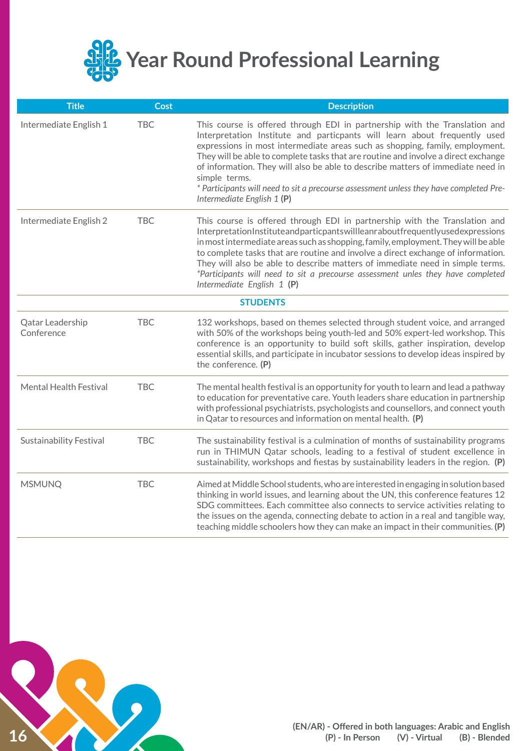# Year Round Professional Learning

| Title | Cost | Description |
|---|---|---|
| Intermediate English 1 | TBC | This course is offered through EDI in partnership with the Translation and Interpretation Institute and particpants will learn about frequently used expressions in most intermediate areas such as shopping, family, employment. They will be able to complete tasks that are routine and involve a direct exchange of information. They will also be able to describe matters of immediate need in simple terms. *\* Participants will need to sit a precourse assessment unless they have completed Pre-Intermediate English 1* **(P)** |
| Intermediate English 2 | TBC | This course is offered through EDI in partnership with the Translation and Interpretation Institute and particpants will leanr about frequently used expressions in most intermediate areas such as shopping, family, employment. They will be able to complete tasks that are routine and involve a direct exchange of information. They will also be able to describe matters of immediate need in simple terms. *\*Participants will need to sit a precourse assessment unles they have completed Intermediate English 1* **(P)** |
| | | **STUDENTS** |
| Qatar Leadership Conference | TBC | 132 workshops, based on themes selected through student voice, and arranged with 50% of the workshops being youth-led and 50% expert-led workshop. This conference is an opportunity to build soft skills, gather inspiration, develop essential skills, and participate in incubator sessions to develop ideas inspired by the conference. **(P)** |
| Mental Health Festival | TBC | The mental health festival is an opportunity for youth to learn and lead a pathway to education for preventative care. Youth leaders share education in partnership with professional psychiatrists, psychologists and counsellors, and connect youth in Qatar to resources and information on mental health. **(P)** |
| Sustainability Festival | TBC | The sustainability festival is a culmination of months of sustainability programs run in THIMUN Qatar schools, leading to a festival of student excellence in sustainability, workshops and fiestas by sustainability leaders in the region. **(P)** |
| MSMUNQ | TBC | Aimed at Middle School students, who are interested in engaging in solution based thinking in world issues, and learning about the UN, this conference features 12 SDG committees. Each committee also connects to service activities relating to the issues on the agenda, connecting debate to action in a real and tangible way, teaching middle schoolers how they can make an impact in their communities. **(P)** |

**(EN/AR) - Offered in both languages: Arabic and English**
**(P) - In Person (V) - Virtual (B) - Blended**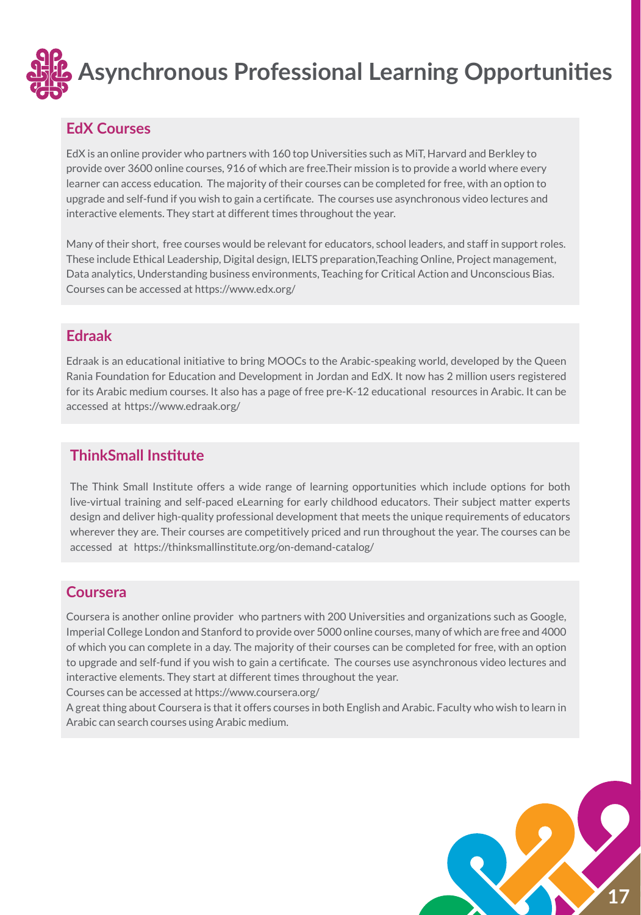# Asynchronous Professional Learning Opportunities

## EdX Courses

EdX is an online provider who partners with 160 top Universities such as MiT, Harvard and Berkley to provide over 3600 online courses, 916 of which are free.Their mission is to provide a world where every learner can access education. The majority of their courses can be completed for free, with an option to upgrade and self-fund if you wish to gain a certificate. The courses use asynchronous video lectures and interactive elements. They start at different times throughout the year.

Many of their short, free courses would be relevant for educators, school leaders, and staff in support roles. These include Ethical Leadership, Digital design, IELTS preparation,Teaching Online, Project management, Data analytics, Understanding business environments, Teaching for Critical Action and Unconscious Bias. Courses can be accessed at https://www.edx.org/

## Edraak

Edraak is an educational initiative to bring MOOCs to the Arabic-speaking world, developed by the Queen Rania Foundation for Education and Development in Jordan and EdX. It now has 2 million users registered for its Arabic medium courses. It also has a page of free pre-K-12 educational resources in Arabic. It can be accessed at https://www.edraak.org/

## ThinkSmall Institute

The Think Small Institute offers a wide range of learning opportunities which include options for both live-virtual training and self-paced eLearning for early childhood educators. Their subject matter experts design and deliver high-quality professional development that meets the unique requirements of educators wherever they are. Their courses are competitively priced and run throughout the year. The courses can be accessed at https://thinksmallinstitute.org/on-demand-catalog/

## Coursera

Coursera is another online provider who partners with 200 Universities and organizations such as Google, Imperial College London and Stanford to provide over 5000 online courses, many of which are free and 4000 of which you can complete in a day. The majority of their courses can be completed for free, with an option to upgrade and self-fund if you wish to gain a certificate. The courses use asynchronous video lectures and interactive elements. They start at different times throughout the year.

Courses can be accessed at https://www.coursera.org/

A great thing about Coursera is that it offers courses in both English and Arabic. Faculty who wish to learn in Arabic can search courses using Arabic medium.